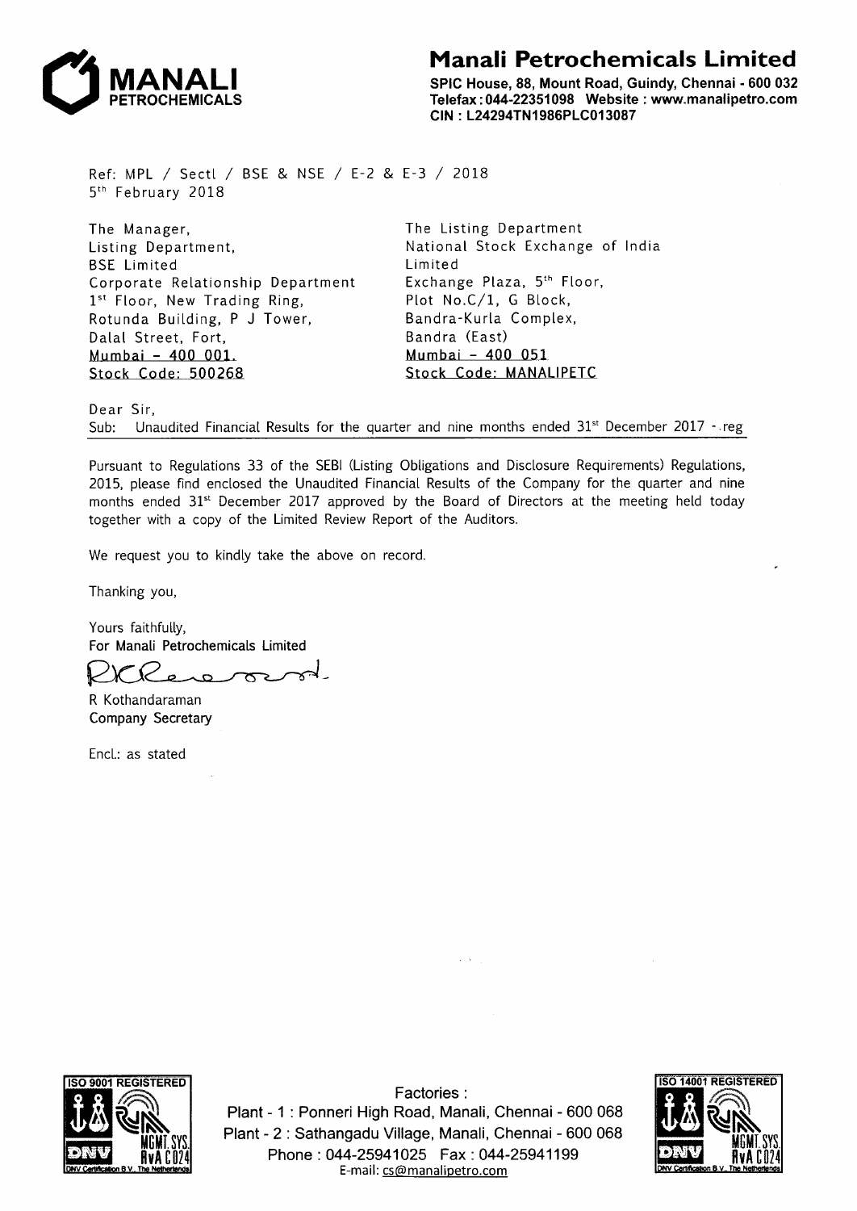# Manali Petrochemicals Limited

**SPIC House, 88, Mount Road, Guindy, Chennai - 600 032**
**Telefax : 044-22351098 Website : www.manalipetro.com**
**CIN : L24294TN1986PLC013087**

Ref: MPL / Sectl / BSE & NSE / E-2 & E-3 / 2018
5th February 2018

The Manager,
Listing Department,
BSE Limited
Corporate Relationship Department
1st Floor, New Trading Ring,
Rotunda Building, P J Tower,
Dalal Street, Fort,
Mumbai - 400 001.
Stock Code: 500268

The Listing Department
National Stock Exchange of India Limited
Exchange Plaza, 5th Floor,
Plot No.C/1, G Block,
Bandra-Kurla Complex,
Bandra (East)
Mumbai - 400 051
Stock Code: MANALIPETC

Dear Sir,

Sub: Unaudited Financial Results for the quarter and nine months ended 31st December 2017 - reg

Pursuant to Regulations 33 of the SEBI (Listing Obligations and Disclosure Requirements) Regulations, 2015, please find enclosed the Unaudited Financial Results of the Company for the quarter and nine months ended 31st December 2017 approved by the Board of Directors at the meeting held today together with a copy of the Limited Review Report of the Auditors.

We request you to kindly take the above on record.

Thanking you,

Yours faithfully,
For Manali Petrochemicals Limited

R Kothandaraman
Company Secretary

Encl.: as stated

Factories :
Plant - 1 : Ponneri High Road, Manali, Chennai - 600 068
Plant - 2 : Sathangadu Village, Manali, Chennai - 600 068
Phone : 044-25941025 Fax : 044-25941199
E-mail: cs@manalipetro.com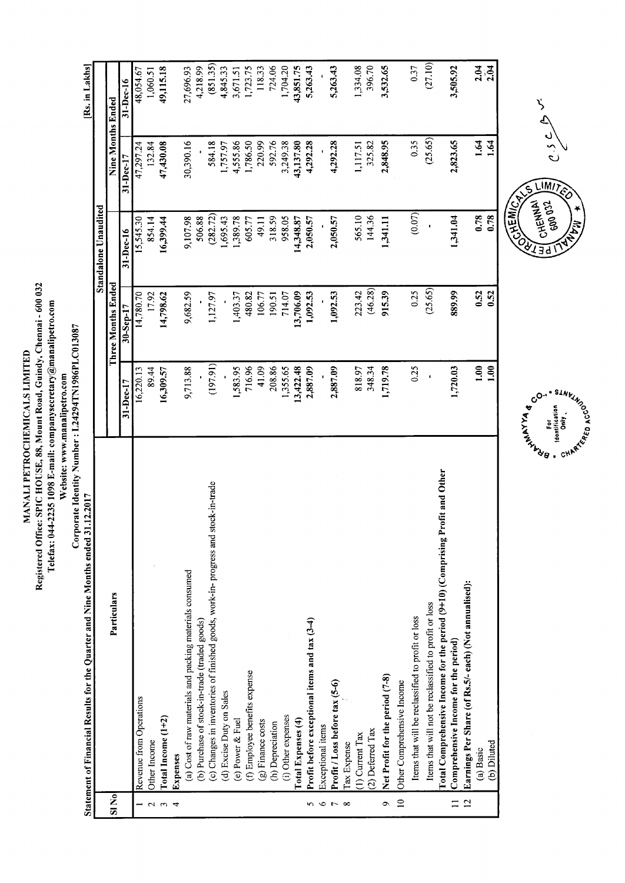# MANALI PETROCHEMICALS LIMITED

Registered Office: SPIC HOUSE, 88, Mount Road, Guindy, Chennai - 600 032
Telefax: 044-2235 1098 E-mail: companysecretary@manalipetro.com
Website: www.manalipetro.com
Corporate Identity Number : L24294TN1986PLC013087

Statement of Financial Results for the Quarter and Nine Months ended 31.12.2017

[Rs. in Lakhs]

| Sl No | Particulars | Standalone Unaudited | | | | |
|---|---|---|---|---|---|---|
| | | Three Months Ended | | | Nine Months Ended | |
| | | 31-Dec-17 | 30-Sep-17 | 31-Dec-16 | 31-Dec-17 | 31-Dec-16 |
| 1 | Revenue from Operations | 16,220.13 | 14,780.70 | 15,545.30 | 47,297.24 | 48,054.67 |
| 2 | Other Income | 89.44 | 17.92 | 854.14 | 132.84 | 1,060.51 |
| 3 | **Total Income (1+2)** | 16,309.57 | 14,798.62 | 16,399.44 | 47,430.08 | 49,115.18 |
| 4 | **Expenses** | | | | | |
| | (a) Cost of raw materials and packing materials consumed | 9,713.88 | 9,682.59 | 9,107.98 | 30,390.16 | 27,696.93 |
| | (b) Purchase of stock-in-trade (traded goods) | - | - | 506.88 | - | 4,218.99 |
| | (c) Changes in inventories of finished goods, work-in- progress and stock-in-trade | (197.91) | 1,127.97 | (282.72) | 584.18 | (851.35) |
| | (d) Excise Duty on Sales | - | - | 1,695.43 | 1,757.97 | 4,845.33 |
| | (e) Power & Fuel | 1,583.95 | 1,403.37 | 1,389.78 | 4,555.86 | 3,671.51 |
| | (f) Employee benefits expense | 716.96 | 480.82 | 605.77 | 1,786.50 | 1,723.75 |
| | (g) Finance costs | 41.09 | 106.77 | 49.11 | 220.99 | 118.33 |
| | (h) Depreciation | 208.86 | 190.51 | 318.59 | 592.76 | 724.06 |
| | (i) Other expenses | 1,355.65 | 714.07 | 958.05 | 3,249.38 | 1,704.20 |
| | **Total Expenses (4)** | 13,422.48 | 13,706.09 | 14,348.87 | 43,137.80 | 43,851.75 |
| 5 | **Profit before exceptional items and tax (3-4)** | 2,887.09 | 1,092.53 | 2,050.57 | 4,292.28 | 5,263.43 |
| 6 | Exceptional items | - | - | - | - | - |
| 7 | **Profit / Loss before tax (5-6)** | 2,887.09 | 1,092.53 | 2,050.57 | 4,292.28 | 5,263.43 |
| 8 | Tax Expense | | | | | |
| | (1) Current Tax | 818.97 | 223.42 | 565.10 | 1,117.51 | 1,334.08 |
| | (2) Deferred Tax | 348.34 | (46.28) | 144.36 | 325.82 | 396.70 |
| 9 | **Net Profit for the period (7-8)** | 1,719.78 | 915.39 | 1,341.11 | 2,848.95 | 3,532.65 |
| 10 | Other Comprehensive Income | | | | | |
| | Items that will be reclassified to profit or loss | 0.25 | 0.25 | (0.07) | 0.35 | 0.37 |
| | Items that will not be reclassified to profit or loss | - | (25.65) | - | (25.65) | (27.10) |
| 11 | **Total Comprehensive Income for the period (9+10) (Comprising Profit and Other Comprehensive Income for the period)** | 1,720.03 | 889.99 | 1,341.04 | 2,823.65 | 3,505.92 |
| 12 | **Earnings Per Share (of Rs.5/- each) (Not annualised):** | | | | | |
| | (a) Basic | 1.00 | 0.52 | 0.78 | 1.64 | 2.04 |
| | (b) Diluted | 1.00 | 0.52 | 0.78 | 1.64 | 2.04 |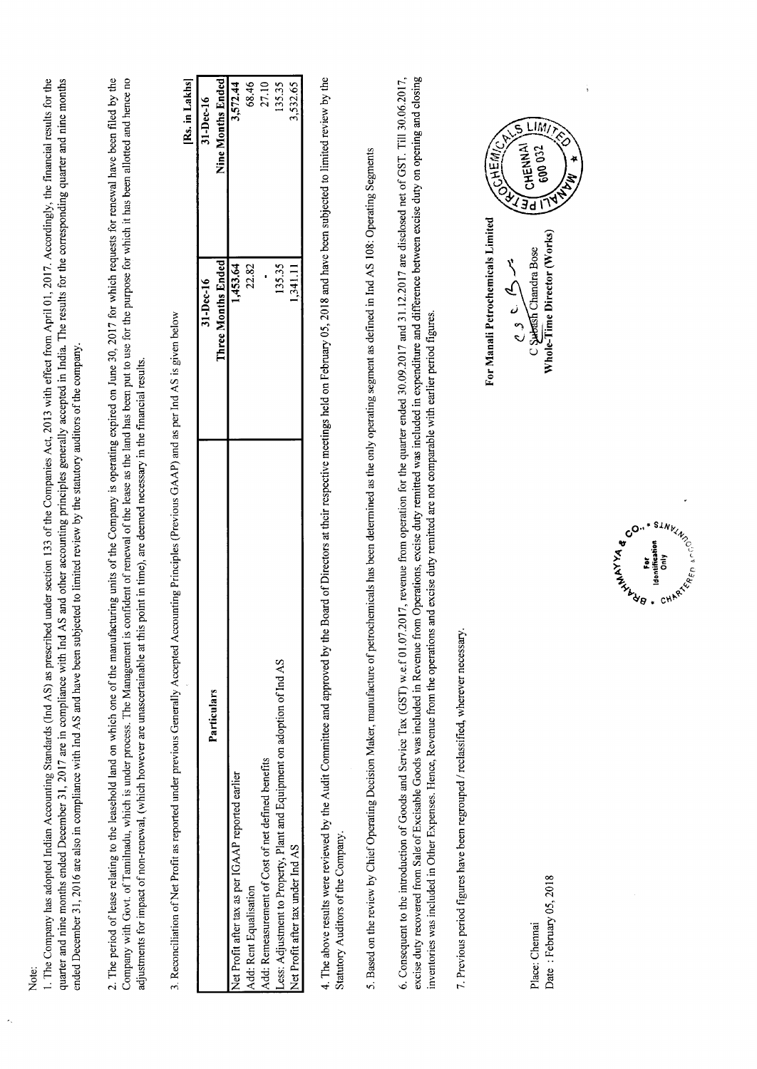Note:

1. The Company has adopted Indian Accounting Standards (Ind AS) as prescribed under section 133 of the Companies Act, 2013 with effect from April 01, 2017. Accordingly, the financial results for the quarter and nine months ended December 31, 2017 are in compliance with Ind AS and other accounting principles generally accepted in India. The results for the corresponding quarter and nine months ended December 31, 2016 are also in compliance with Ind AS and have been subjected to limited review by the statutory auditors of the company.

2. The period of lease relating to the leasehold land on which one of the manufacturing units of the Company is operating expired on June 30, 2017 for which requests for renewal have been filed by the Company with Govt. of Tamilnadu, which is under process. The Management is confident of renewal of the lease as the land has been put to use for the purpose for which it has been allotted and hence no adjustments for impact of non-renewal, (which however are unascertainable at this point in time), are deemed necessary in the financial results.

3. Reconciliation of Net Profit as reported under previous Generally Accepted Accounting Principles (Previous GAAP) and as per Ind AS is given below

[Rs. in Lakhs]

| Particulars | 31-Dec-16 Three Months Ended | 31-Dec-16 Nine Months Ended |
|---|---|---|
| Net Profit after tax as per IGAAP reported earlier | 1,453.64 | 3,572.44 |
| Add: Rent Equalisation | 22.82 | 68.46 |
| Add: Remeasurement of Cost of net defined benefits | - | 27.10 |
| Less: Adjustment to Property, Plant and Equipment on adoption of Ind AS | 135.35 | 135.35 |
| Net Profit after tax under Ind AS | 1,341.11 | 3,532.65 |

4. The above results were reviewed by the Audit Committee and approved by the Board of Directors at their respective meetings held on February 05, 2018 and have been subjected to limited review by the Statutory Auditors of the Company.

5. Based on the review by Chief Operating Decision Maker, manufacture of petrochemicals has been determined as the only operating segment as defined in Ind AS 108: Operating Segments

6. Consequent to the introduction of Goods and Service Tax (GST) w.e.f 01.07.2017, revenue from operation for the quarter ended 30.09.2017 and 31.12.2017 are disclosed net of GST. Till 30.06.2017, excise duty recovered from Sale of Excisable Goods was included in Revenue from Operations, excise duty remitted was included in expenditure and difference between excise duty on opening and closing inventories was included in Other Expenses. Hence, Revenue from the operations and excise duty remitted are not comparable with earlier period figures.

7. Previous period figures have been regrouped / reclassified, wherever necessary.

Place: Chennai

Date : February 05, 2018

For Manali Petrochemicals Limited

C Subash Chandra Bose

Whole-Time Director (Works)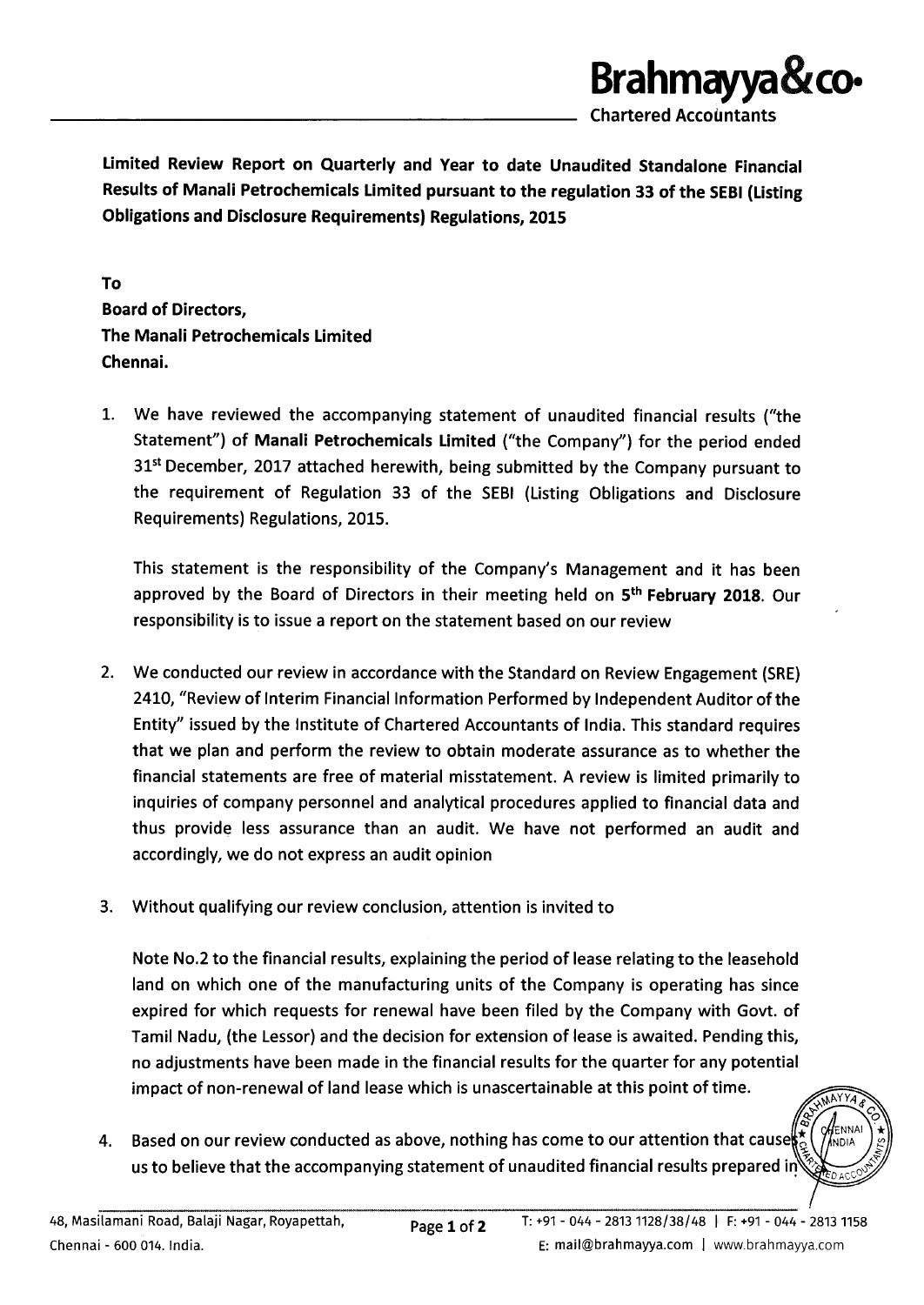**Brahmayya&co.**
Chartered Accountants

**Limited Review Report on Quarterly and Year to date Unaudited Standalone Financial Results of Manali Petrochemicals Limited pursuant to the regulation 33 of the SEBI (Listing Obligations and Disclosure Requirements) Regulations, 2015**

**To**
**Board of Directors,**
**The Manali Petrochemicals Limited**
**Chennai.**

1. We have reviewed the accompanying statement of unaudited financial results ("the Statement") of **Manali Petrochemicals Limited** ("the Company") for the period ended 31st December, 2017 attached herewith, being submitted by the Company pursuant to the requirement of Regulation 33 of the SEBI (Listing Obligations and Disclosure Requirements) Regulations, 2015.

   This statement is the responsibility of the Company's Management and it has been approved by the Board of Directors in their meeting held on **5th February 2018**. Our responsibility is to issue a report on the statement based on our review

2. We conducted our review in accordance with the Standard on Review Engagement (SRE) 2410, "Review of Interim Financial Information Performed by Independent Auditor of the Entity" issued by the Institute of Chartered Accountants of India. This standard requires that we plan and perform the review to obtain moderate assurance as to whether the financial statements are free of material misstatement. A review is limited primarily to inquiries of company personnel and analytical procedures applied to financial data and thus provide less assurance than an audit. We have not performed an audit and accordingly, we do not express an audit opinion

3. Without qualifying our review conclusion, attention is invited to

   Note No.2 to the financial results, explaining the period of lease relating to the leasehold land on which one of the manufacturing units of the Company is operating has since expired for which requests for renewal have been filed by the Company with Govt. of Tamil Nadu, (the Lessor) and the decision for extension of lease is awaited. Pending this, no adjustments have been made in the financial results for the quarter for any potential impact of non-renewal of land lease which is unascertainable at this point of time.

4. Based on our review conducted as above, nothing has come to our attention that causes us to believe that the accompanying statement of unaudited financial results prepared in

48, Masilamani Road, Balaji Nagar, Royapettah, Chennai - 600 014. India.
T: +91 - 044 - 2813 1128/38/48 | F: +91 - 044 - 2813 1158
E: mail@brahmayya.com | www.brahmayya.com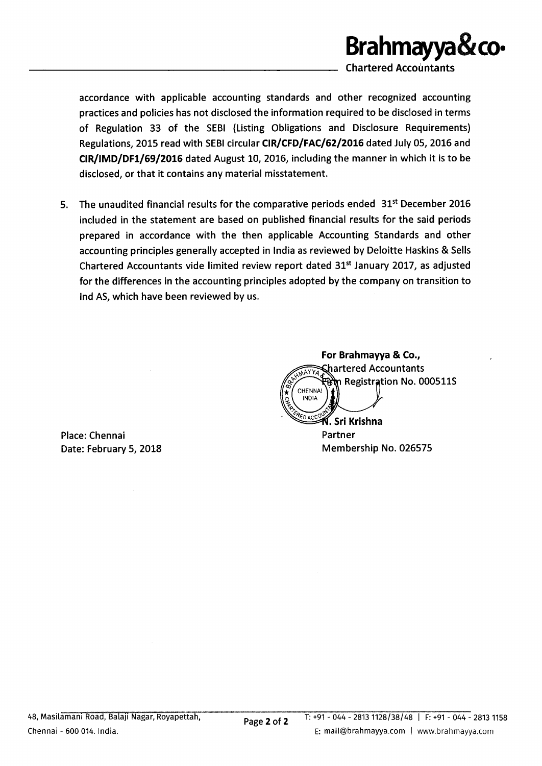accordance with applicable accounting standards and other recognized accounting practices and policies has not disclosed the information required to be disclosed in terms of Regulation 33 of the SEBI (Listing Obligations and Disclosure Requirements) Regulations, 2015 read with SEBI circular **CIR/CFD/FAC/62/2016** dated July 05, 2016 and **CIR/IMD/DF1/69/2016** dated August 10, 2016, including the manner in which it is to be disclosed, or that it contains any material misstatement.

5. The unaudited financial results for the comparative periods ended 31st December 2016 included in the statement are based on published financial results for the said periods prepared in accordance with the then applicable Accounting Standards and other accounting principles generally accepted in India as reviewed by Deloitte Haskins & Sells Chartered Accountants vide limited review report dated 31st January 2017, as adjusted for the differences in the accounting principles adopted by the company on transition to Ind AS, which have been reviewed by us.

**For Brahmayya & Co.,**
Chartered Accountants
Firm Registration No. 000511S

**N. Sri Krishna**
Partner
Membership No. 026575

Place: Chennai
Date: February 5, 2018